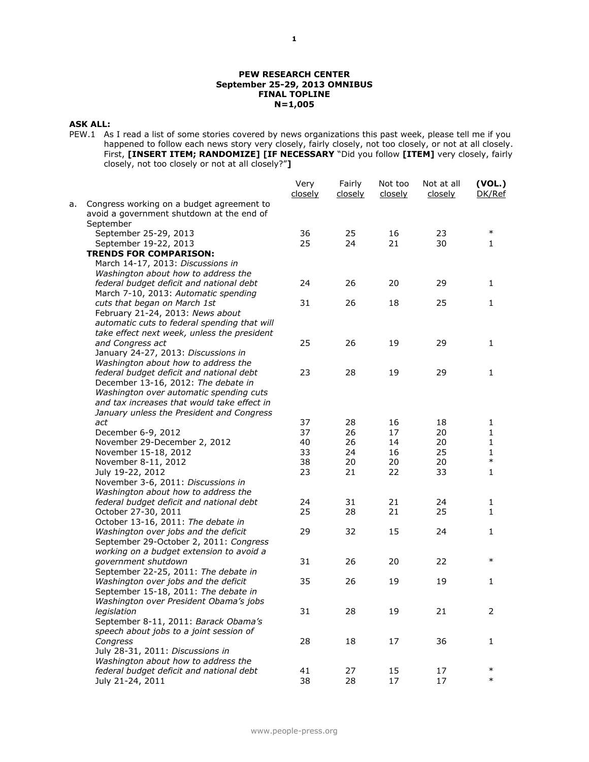**PEW RESEARCH CENTER**
**September 25-29, 2013 OMNIBUS**
**FINAL TOPLINE**
**N=1,005**

**ASK ALL:**

PEW.1 As I read a list of some stories covered by news organizations this past week, please tell me if you happened to follow each news story very closely, fairly closely, not too closely, or not at all closely. First, **[INSERT ITEM; RANDOMIZE] [IF NECESSARY** "Did you follow **[ITEM]** very closely, fairly closely, not too closely or not at all closely?"**]**

| | Very closely | Fairly closely | Not too closely | Not at all closely | **(VOL.)** DK/Ref |
|---|---|---|---|---|---|
| a. Congress working on a budget agreement to avoid a government shutdown at the end of September | | | | | |
| September 25-29, 2013 | 36 | 25 | 16 | 23 | * |
| September 19-22, 2013 | 25 | 24 | 21 | 30 | 1 |
| **TRENDS FOR COMPARISON:** | | | | | |
| March 14-17, 2013: *Discussions in Washington about how to address the federal budget deficit and national debt* | 24 | 26 | 20 | 29 | 1 |
| March 7-10, 2013: *Automatic spending cuts that began on March 1st* | 31 | 26 | 18 | 25 | 1 |
| February 21-24, 2013: *News about automatic cuts to federal spending that will take effect next week, unless the president and Congress act* | 25 | 26 | 19 | 29 | 1 |
| January 24-27, 2013: *Discussions in Washington about how to address the federal budget deficit and national debt* | 23 | 28 | 19 | 29 | 1 |
| December 13-16, 2012: *The debate in Washington over automatic spending cuts and tax increases that would take effect in January unless the President and Congress act* | 37 | 28 | 16 | 18 | 1 |
| December 6-9, 2012 | 37 | 26 | 17 | 20 | 1 |
| November 29-December 2, 2012 | 40 | 26 | 14 | 20 | 1 |
| November 15-18, 2012 | 33 | 24 | 16 | 25 | 1 |
| November 8-11, 2012 | 38 | 20 | 20 | 20 | * |
| July 19-22, 2012 | 23 | 21 | 22 | 33 | 1 |
| November 3-6, 2011: *Discussions in Washington about how to address the federal budget deficit and national debt* | 24 | 31 | 21 | 24 | 1 |
| October 27-30, 2011 | 25 | 28 | 21 | 25 | 1 |
| October 13-16, 2011: *The debate in Washington over jobs and the deficit* | 29 | 32 | 15 | 24 | 1 |
| September 29-October 2, 2011: *Congress working on a budget extension to avoid a government shutdown* | 31 | 26 | 20 | 22 | * |
| September 22-25, 2011: *The debate in Washington over jobs and the deficit* | 35 | 26 | 19 | 19 | 1 |
| September 15-18, 2011: *The debate in Washington over President Obama's jobs legislation* | 31 | 28 | 19 | 21 | 2 |
| September 8-11, 2011: *Barack Obama's speech about jobs to a joint session of Congress* | 28 | 18 | 17 | 36 | 1 |
| July 28-31, 2011: *Discussions in Washington about how to address the federal budget deficit and national debt* | 41 | 27 | 15 | 17 | * |
| July 21-24, 2011 | 38 | 28 | 17 | 17 | * |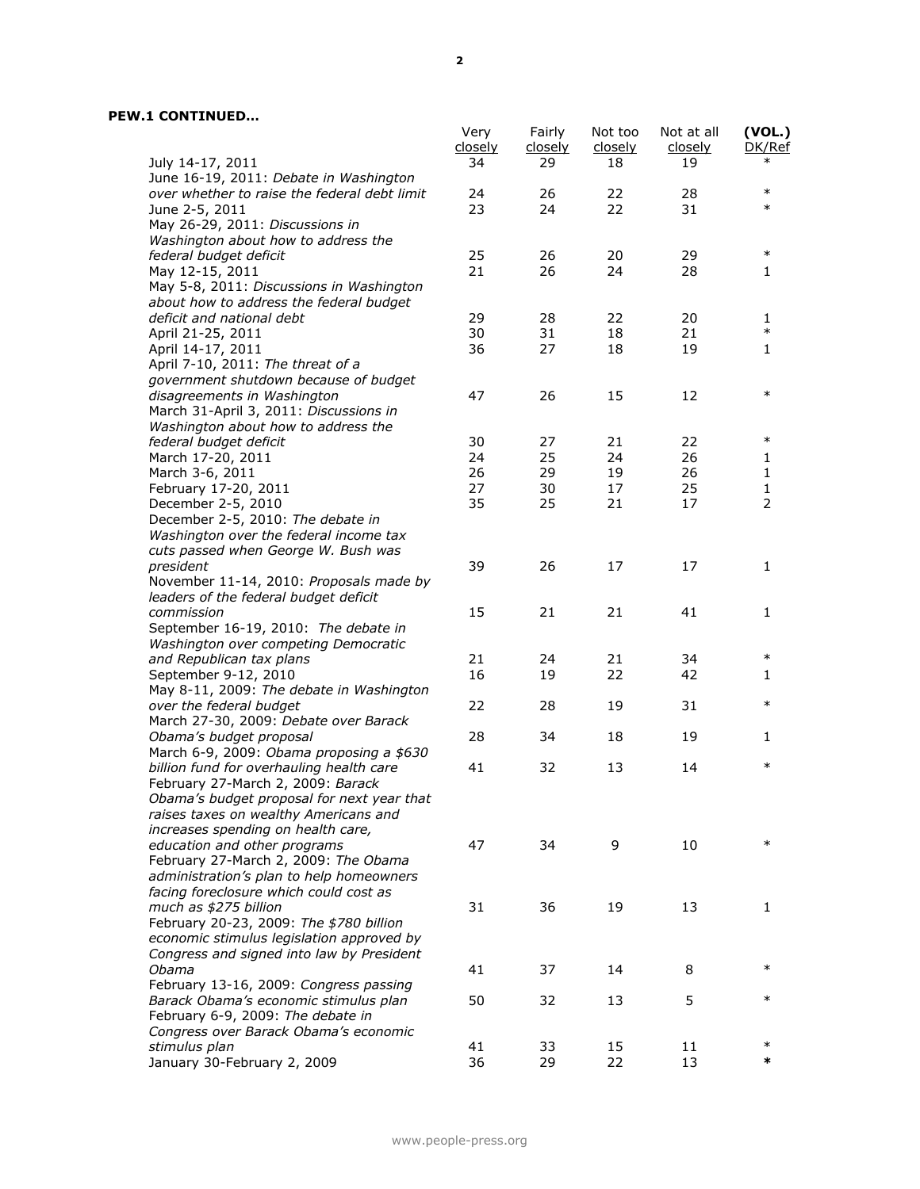**PEW.1 CONTINUED…**

| | Very closely | Fairly closely | Not too closely | Not at all closely | (VOL.) DK/Ref |
|---|---|---|---|---|---|
| July 14-17, 2011 | 34 | 29 | 18 | 19 | * |
| June 16-19, 2011: *Debate in Washington over whether to raise the federal debt limit* | 24 | 26 | 22 | 28 | * |
| June 2-5, 2011 | 23 | 24 | 22 | 31 | * |
| May 26-29, 2011: *Discussions in Washington about how to address the federal budget deficit* | 25 | 26 | 20 | 29 | * |
| May 12-15, 2011 | 21 | 26 | 24 | 28 | 1 |
| May 5-8, 2011: *Discussions in Washington about how to address the federal budget deficit and national debt* | 29 | 28 | 22 | 20 | 1 |
| April 21-25, 2011 | 30 | 31 | 18 | 21 | * |
| April 14-17, 2011 | 36 | 27 | 18 | 19 | 1 |
| April 7-10, 2011: *The threat of a government shutdown because of budget disagreements in Washington* | 47 | 26 | 15 | 12 | * |
| March 31-April 3, 2011: *Discussions in Washington about how to address the federal budget deficit* | 30 | 27 | 21 | 22 | * |
| March 17-20, 2011 | 24 | 25 | 24 | 26 | 1 |
| March 3-6, 2011 | 26 | 29 | 19 | 26 | 1 |
| February 17-20, 2011 | 27 | 30 | 17 | 25 | 1 |
| December 2-5, 2010 | 35 | 25 | 21 | 17 | 2 |
| December 2-5, 2010: *The debate in Washington over the federal income tax cuts passed when George W. Bush was president* | 39 | 26 | 17 | 17 | 1 |
| November 11-14, 2010: *Proposals made by leaders of the federal budget deficit commission* | 15 | 21 | 21 | 41 | 1 |
| September 16-19, 2010: *The debate in Washington over competing Democratic and Republican tax plans* | 21 | 24 | 21 | 34 | * |
| September 9-12, 2010 | 16 | 19 | 22 | 42 | 1 |
| May 8-11, 2009: *The debate in Washington over the federal budget* | 22 | 28 | 19 | 31 | * |
| March 27-30, 2009: *Debate over Barack Obama's budget proposal* | 28 | 34 | 18 | 19 | 1 |
| March 6-9, 2009: *Obama proposing a $630 billion fund for overhauling health care* | 41 | 32 | 13 | 14 | * |
| February 27-March 2, 2009: *Barack Obama's budget proposal for next year that raises taxes on wealthy Americans and increases spending on health care, education and other programs* | 47 | 34 | 9 | 10 | * |
| February 27-March 2, 2009: *The Obama administration's plan to help homeowners facing foreclosure which could cost as much as $275 billion* | 31 | 36 | 19 | 13 | 1 |
| February 20-23, 2009: *The $780 billion economic stimulus legislation approved by Congress and signed into law by President Obama* | 41 | 37 | 14 | 8 | * |
| February 13-16, 2009: *Congress passing Barack Obama's economic stimulus plan* | 50 | 32 | 13 | 5 | * |
| February 6-9, 2009: *The debate in Congress over Barack Obama's economic stimulus plan* | 41 | 33 | 15 | 11 | * |
| January 30-February 2, 2009 | 36 | 29 | 22 | 13 | * |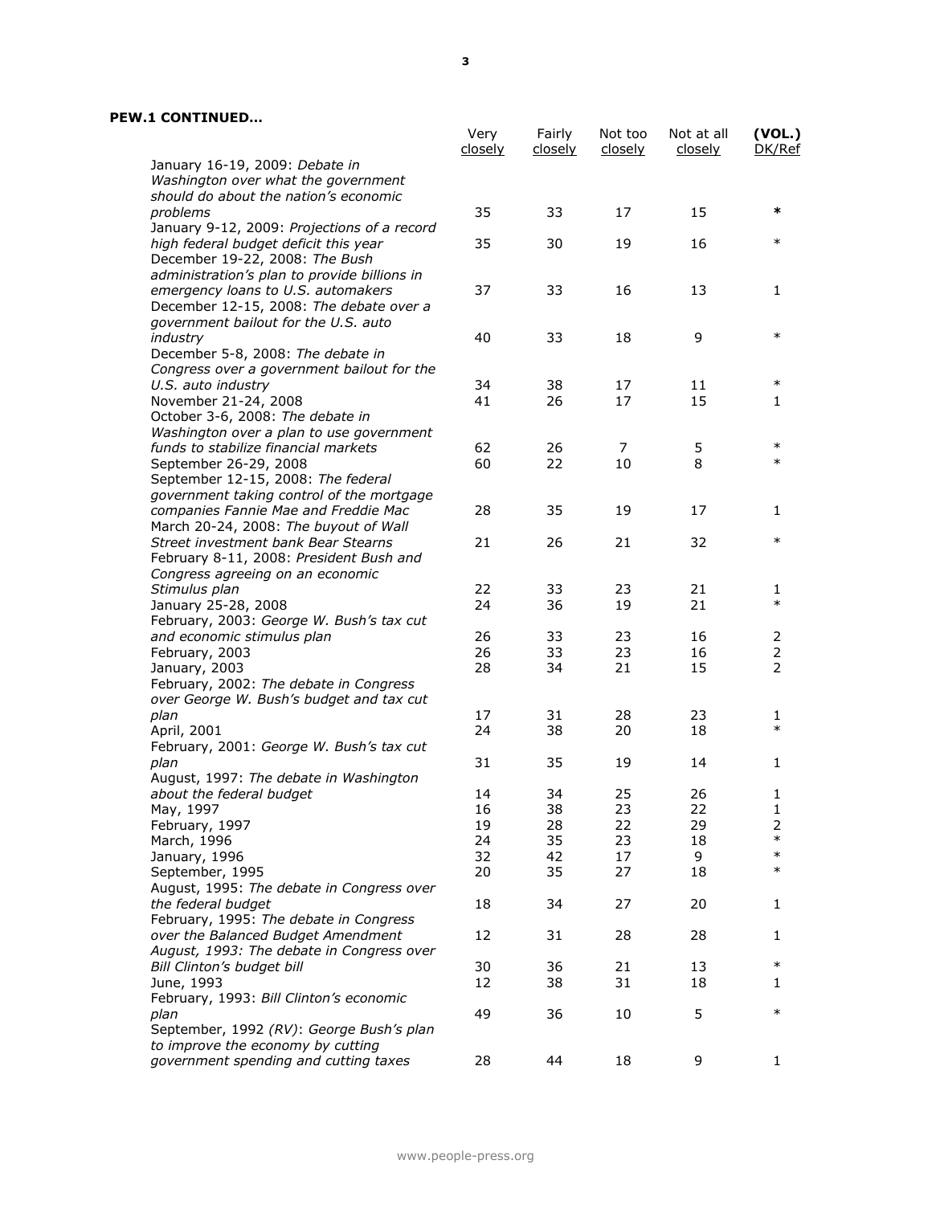**PEW.1 CONTINUED…**

| | Very closely | Fairly closely | Not too closely | Not at all closely | (VOL.) DK/Ref |
|---|---|---|---|---|---|
| January 16-19, 2009: *Debate in Washington over what the government should do about the nation's economic problems* | 35 | 33 | 17 | 15 | * |
| January 9-12, 2009: *Projections of a record high federal budget deficit this year* | 35 | 30 | 19 | 16 | * |
| December 19-22, 2008: *The Bush administration's plan to provide billions in emergency loans to U.S. automakers* | 37 | 33 | 16 | 13 | 1 |
| December 12-15, 2008: *The debate over a government bailout for the U.S. auto industry* | 40 | 33 | 18 | 9 | * |
| December 5-8, 2008: *The debate in Congress over a government bailout for the U.S. auto industry* | 34 | 38 | 17 | 11 | * |
| November 21-24, 2008 | 41 | 26 | 17 | 15 | 1 |
| October 3-6, 2008: *The debate in Washington over a plan to use government funds to stabilize financial markets* | 62 | 26 | 7 | 5 | * |
| September 26-29, 2008 | 60 | 22 | 10 | 8 | * |
| September 12-15, 2008: *The federal government taking control of the mortgage companies Fannie Mae and Freddie Mac* | 28 | 35 | 19 | 17 | 1 |
| March 20-24, 2008: *The buyout of Wall Street investment bank Bear Stearns* | 21 | 26 | 21 | 32 | * |
| February 8-11, 2008: *President Bush and Congress agreeing on an economic Stimulus plan* | 22 | 33 | 23 | 21 | 1 |
| January 25-28, 2008 | 24 | 36 | 19 | 21 | * |
| February, 2003: *George W. Bush's tax cut and economic stimulus plan* | 26 | 33 | 23 | 16 | 2 |
| February, 2003 | 26 | 33 | 23 | 16 | 2 |
| January, 2003 | 28 | 34 | 21 | 15 | 2 |
| February, 2002: *The debate in Congress over George W. Bush's budget and tax cut plan* | 17 | 31 | 28 | 23 | 1 |
| April, 2001 | 24 | 38 | 20 | 18 | * |
| February, 2001: *George W. Bush's tax cut plan* | 31 | 35 | 19 | 14 | 1 |
| August, 1997: *The debate in Washington about the federal budget* | 14 | 34 | 25 | 26 | 1 |
| May, 1997 | 16 | 38 | 23 | 22 | 1 |
| February, 1997 | 19 | 28 | 22 | 29 | 2 |
| March, 1996 | 24 | 35 | 23 | 18 | * |
| January, 1996 | 32 | 42 | 17 | 9 | * |
| September, 1995 | 20 | 35 | 27 | 18 | * |
| August, 1995: *The debate in Congress over the federal budget* | 18 | 34 | 27 | 20 | 1 |
| February, 1995: *The debate in Congress over the Balanced Budget Amendment* | 12 | 31 | 28 | 28 | 1 |
| *August, 1993: The debate in Congress over Bill Clinton's budget bill* | 30 | 36 | 21 | 13 | * |
| June, 1993 | 12 | 38 | 31 | 18 | 1 |
| February, 1993: *Bill Clinton's economic plan* | 49 | 36 | 10 | 5 | * |
| September, 1992 *(RV)*: *George Bush's plan to improve the economy by cutting government spending and cutting taxes* | 28 | 44 | 18 | 9 | 1 |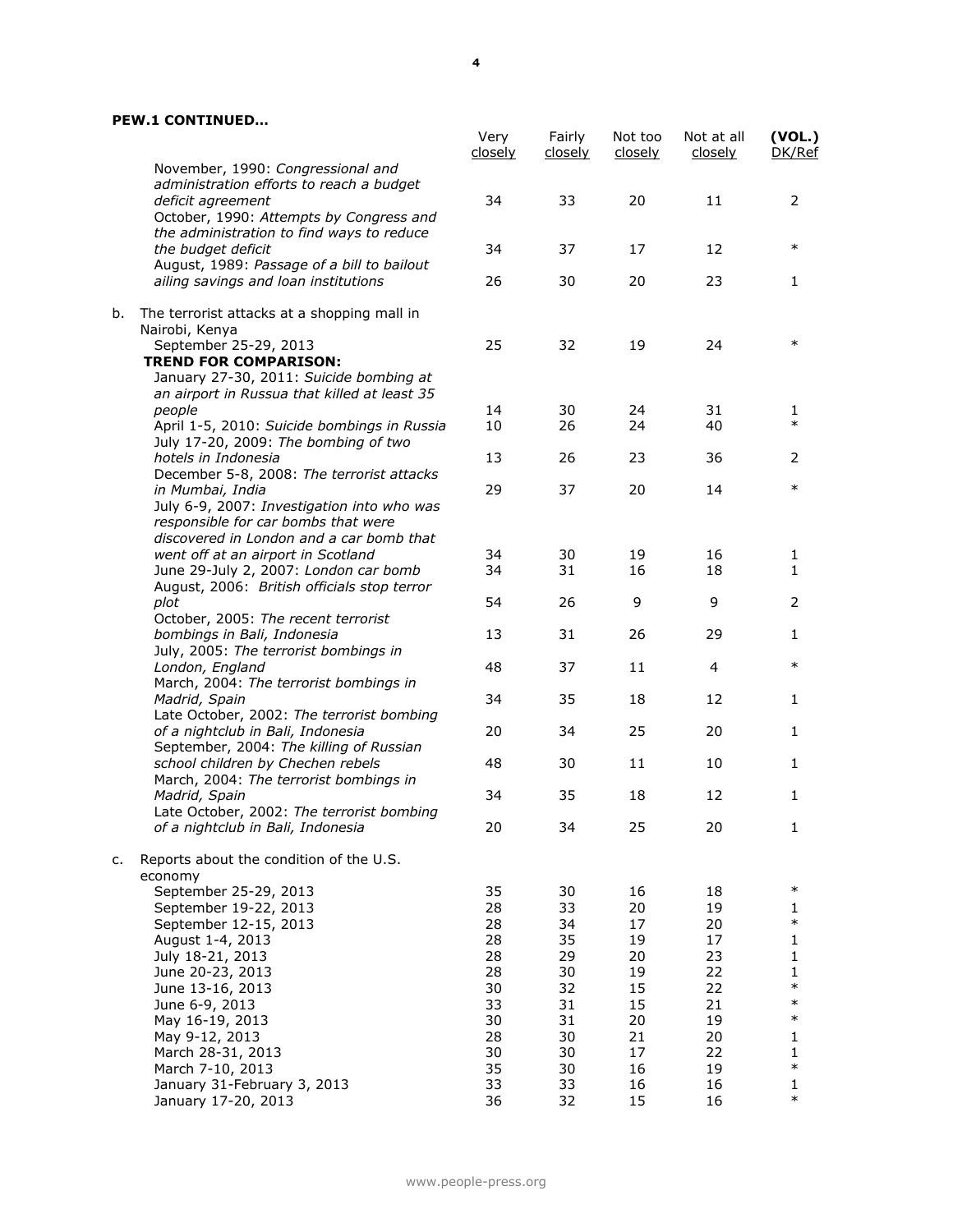**PEW.1 CONTINUED…**

| | Very closely | Fairly closely | Not too closely | Not at all closely | (VOL.) DK/Ref |
|---|---|---|---|---|---|
| November, 1990: *Congressional and administration efforts to reach a budget deficit agreement* | 34 | 33 | 20 | 11 | 2 |
| October, 1990: *Attempts by Congress and the administration to find ways to reduce the budget deficit* | 34 | 37 | 17 | 12 | * |
| August, 1989: *Passage of a bill to bailout ailing savings and loan institutions* | 26 | 30 | 20 | 23 | 1 |
| b. The terrorist attacks at a shopping mall in Nairobi, Kenya | | | | | |
| September 25-29, 2013 | 25 | 32 | 19 | 24 | * |
| **TREND FOR COMPARISON:** | | | | | |
| January 27-30, 2011: *Suicide bombing at an airport in Russua that killed at least 35 people* | 14 | 30 | 24 | 31 | 1 |
| April 1-5, 2010: *Suicide bombings in Russia* | 10 | 26 | 24 | 40 | * |
| July 17-20, 2009: *The bombing of two hotels in Indonesia* | 13 | 26 | 23 | 36 | 2 |
| December 5-8, 2008: *The terrorist attacks in Mumbai, India* | 29 | 37 | 20 | 14 | * |
| July 6-9, 2007: *Investigation into who was responsible for car bombs that were discovered in London and a car bomb that went off at an airport in Scotland* | 34 | 30 | 19 | 16 | 1 |
| June 29-July 2, 2007: *London car bomb* | 34 | 31 | 16 | 18 | 1 |
| August, 2006: *British officials stop terror plot* | 54 | 26 | 9 | 9 | 2 |
| October, 2005: *The recent terrorist bombings in Bali, Indonesia* | 13 | 31 | 26 | 29 | 1 |
| July, 2005: *The terrorist bombings in London, England* | 48 | 37 | 11 | 4 | * |
| March, 2004: *The terrorist bombings in Madrid, Spain* | 34 | 35 | 18 | 12 | 1 |
| Late October, 2002: *The terrorist bombing of a nightclub in Bali, Indonesia* | 20 | 34 | 25 | 20 | 1 |
| September, 2004: *The killing of Russian school children by Chechen rebels* | 48 | 30 | 11 | 10 | 1 |
| March, 2004: *The terrorist bombings in Madrid, Spain* | 34 | 35 | 18 | 12 | 1 |
| Late October, 2002: *The terrorist bombing of a nightclub in Bali, Indonesia* | 20 | 34 | 25 | 20 | 1 |
| c. Reports about the condition of the U.S. economy | | | | | |
| September 25-29, 2013 | 35 | 30 | 16 | 18 | * |
| September 19-22, 2013 | 28 | 33 | 20 | 19 | 1 |
| September 12-15, 2013 | 28 | 34 | 17 | 20 | * |
| August 1-4, 2013 | 28 | 35 | 19 | 17 | 1 |
| July 18-21, 2013 | 28 | 29 | 20 | 23 | 1 |
| June 20-23, 2013 | 28 | 30 | 19 | 22 | 1 |
| June 13-16, 2013 | 30 | 32 | 15 | 22 | * |
| June 6-9, 2013 | 33 | 31 | 15 | 21 | * |
| May 16-19, 2013 | 30 | 31 | 20 | 19 | * |
| May 9-12, 2013 | 28 | 30 | 21 | 20 | 1 |
| March 28-31, 2013 | 30 | 30 | 17 | 22 | 1 |
| March 7-10, 2013 | 35 | 30 | 16 | 19 | * |
| January 31-February 3, 2013 | 33 | 33 | 16 | 16 | 1 |
| January 17-20, 2013 | 36 | 32 | 15 | 16 | * |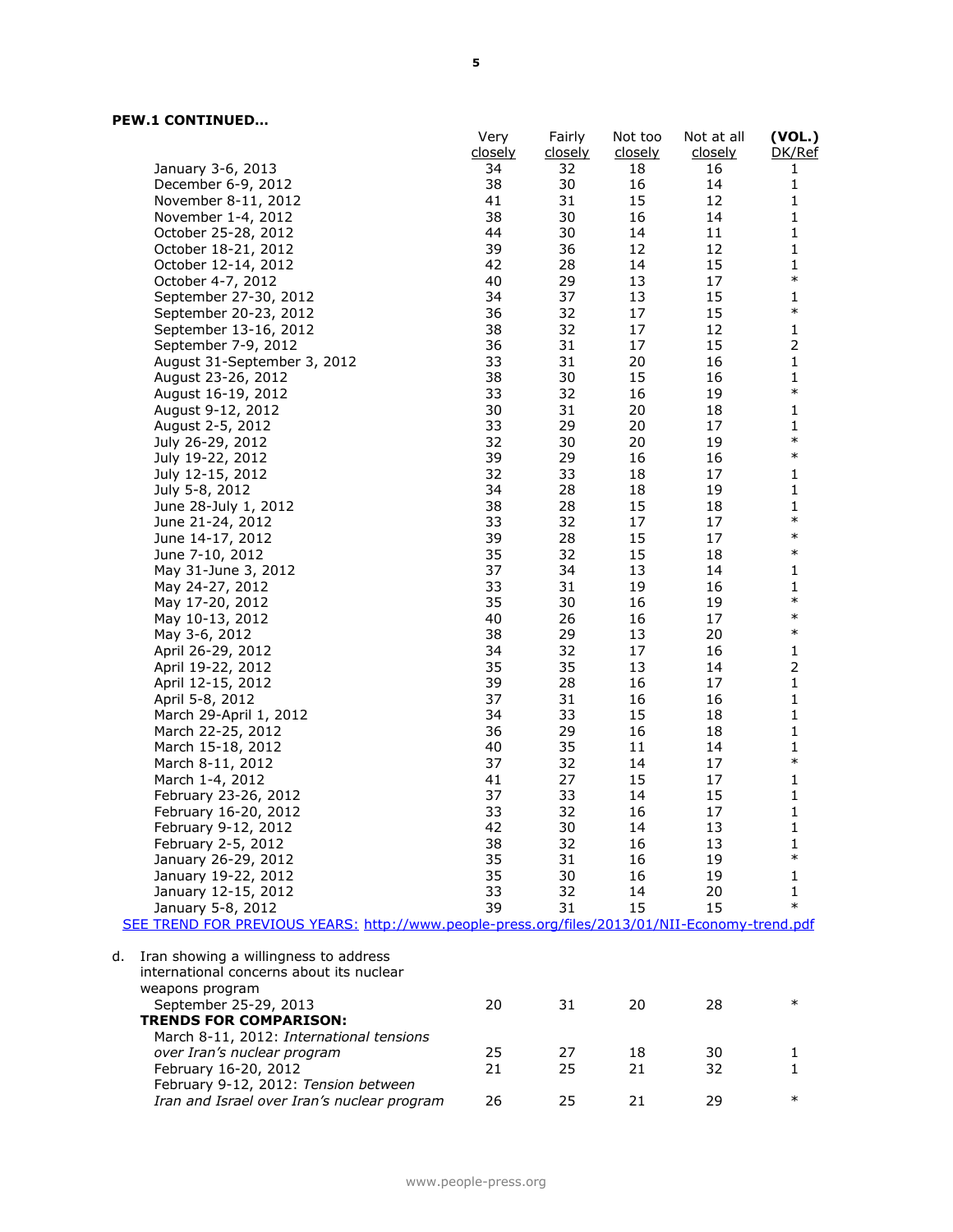**PEW.1 CONTINUED…**

| | Very closely | Fairly closely | Not too closely | Not at all closely | (VOL.) DK/Ref |
|---|---|---|---|---|---|
| January 3-6, 2013 | 34 | 32 | 18 | 16 | 1 |
| December 6-9, 2012 | 38 | 30 | 16 | 14 | 1 |
| November 8-11, 2012 | 41 | 31 | 15 | 12 | 1 |
| November 1-4, 2012 | 38 | 30 | 16 | 14 | 1 |
| October 25-28, 2012 | 44 | 30 | 14 | 11 | 1 |
| October 18-21, 2012 | 39 | 36 | 12 | 12 | 1 |
| October 12-14, 2012 | 42 | 28 | 14 | 15 | 1 |
| October 4-7, 2012 | 40 | 29 | 13 | 17 | * |
| September 27-30, 2012 | 34 | 37 | 13 | 15 | 1 |
| September 20-23, 2012 | 36 | 32 | 17 | 15 | * |
| September 13-16, 2012 | 38 | 32 | 17 | 12 | 1 |
| September 7-9, 2012 | 36 | 31 | 17 | 15 | 2 |
| August 31-September 3, 2012 | 33 | 31 | 20 | 16 | 1 |
| August 23-26, 2012 | 38 | 30 | 15 | 16 | 1 |
| August 16-19, 2012 | 33 | 32 | 16 | 19 | * |
| August 9-12, 2012 | 30 | 31 | 20 | 18 | 1 |
| August 2-5, 2012 | 33 | 29 | 20 | 17 | 1 |
| July 26-29, 2012 | 32 | 30 | 20 | 19 | * |
| July 19-22, 2012 | 39 | 29 | 16 | 16 | * |
| July 12-15, 2012 | 32 | 33 | 18 | 17 | 1 |
| July 5-8, 2012 | 34 | 28 | 18 | 19 | 1 |
| June 28-July 1, 2012 | 38 | 28 | 15 | 18 | 1 |
| June 21-24, 2012 | 33 | 32 | 17 | 17 | * |
| June 14-17, 2012 | 39 | 28 | 15 | 17 | * |
| June 7-10, 2012 | 35 | 32 | 15 | 18 | * |
| May 31-June 3, 2012 | 37 | 34 | 13 | 14 | 1 |
| May 24-27, 2012 | 33 | 31 | 19 | 16 | 1 |
| May 17-20, 2012 | 35 | 30 | 16 | 19 | * |
| May 10-13, 2012 | 40 | 26 | 16 | 17 | * |
| May 3-6, 2012 | 38 | 29 | 13 | 20 | * |
| April 26-29, 2012 | 34 | 32 | 17 | 16 | 1 |
| April 19-22, 2012 | 35 | 35 | 13 | 14 | 2 |
| April 12-15, 2012 | 39 | 28 | 16 | 17 | 1 |
| April 5-8, 2012 | 37 | 31 | 16 | 16 | 1 |
| March 29-April 1, 2012 | 34 | 33 | 15 | 18 | 1 |
| March 22-25, 2012 | 36 | 29 | 16 | 18 | 1 |
| March 15-18, 2012 | 40 | 35 | 11 | 14 | 1 |
| March 8-11, 2012 | 37 | 32 | 14 | 17 | * |
| March 1-4, 2012 | 41 | 27 | 15 | 17 | 1 |
| February 23-26, 2012 | 37 | 33 | 14 | 15 | 1 |
| February 16-20, 2012 | 33 | 32 | 16 | 17 | 1 |
| February 9-12, 2012 | 42 | 30 | 14 | 13 | 1 |
| February 2-5, 2012 | 38 | 32 | 16 | 13 | 1 |
| January 26-29, 2012 | 35 | 31 | 16 | 19 | * |
| January 19-22, 2012 | 35 | 30 | 16 | 19 | 1 |
| January 12-15, 2012 | 33 | 32 | 14 | 20 | 1 |
| January 5-8, 2012 | 39 | 31 | 15 | 15 | * |

SEE TREND FOR PREVIOUS YEARS: http://www.people-press.org/files/2013/01/NII-Economy-trend.pdf

d. Iran showing a willingness to address international concerns about its nuclear weapons program

| | Very closely | Fairly closely | Not too closely | Not at all closely | (VOL.) DK/Ref |
|---|---|---|---|---|---|
| September 25-29, 2013 | 20 | 31 | 20 | 28 | * |
| **TRENDS FOR COMPARISON:** | | | | | |
| March 8-11, 2012: *International tensions over Iran's nuclear program* | 25 | 27 | 18 | 30 | 1 |
| February 16-20, 2012 | 21 | 25 | 21 | 32 | 1 |
| February 9-12, 2012: *Tension between Iran and Israel over Iran's nuclear program* | 26 | 25 | 21 | 29 | * |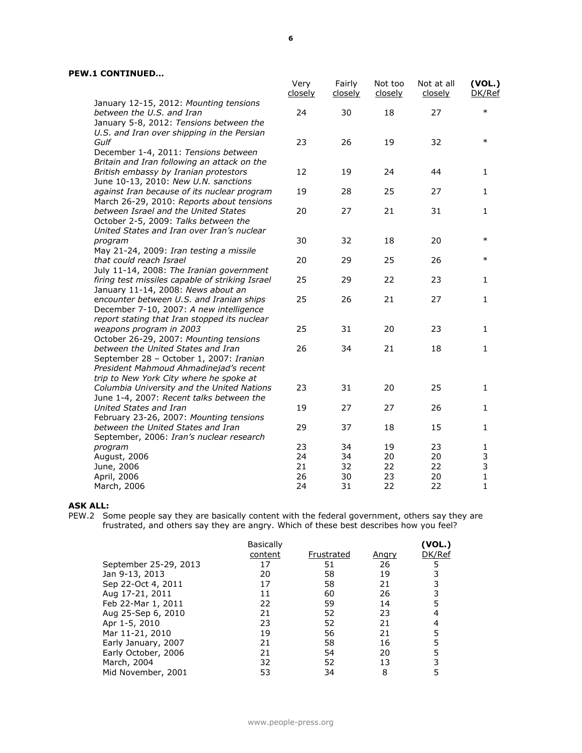**PEW.1 CONTINUED…**

| | Very closely | Fairly closely | Not too closely | Not at all closely | (VOL.) DK/Ref |
|---|---|---|---|---|---|
| January 12-15, 2012: *Mounting tensions between the U.S. and Iran* | 24 | 30 | 18 | 27 | * |
| January 5-8, 2012: *Tensions between the U.S. and Iran over shipping in the Persian Gulf* | 23 | 26 | 19 | 32 | * |
| December 1-4, 2011: *Tensions between Britain and Iran following an attack on the British embassy by Iranian protestors* | 12 | 19 | 24 | 44 | 1 |
| June 10-13, 2010: *New U.N. sanctions against Iran because of its nuclear program* | 19 | 28 | 25 | 27 | 1 |
| March 26-29, 2010: *Reports about tensions between Israel and the United States* | 20 | 27 | 21 | 31 | 1 |
| October 2-5, 2009: *Talks between the United States and Iran over Iran's nuclear program* | 30 | 32 | 18 | 20 | * |
| May 21-24, 2009: *Iran testing a missile that could reach Israel* | 20 | 29 | 25 | 26 | * |
| July 11-14, 2008: *The Iranian government firing test missiles capable of striking Israel* | 25 | 29 | 22 | 23 | 1 |
| January 11-14, 2008: *News about an encounter between U.S. and Iranian ships* | 25 | 26 | 21 | 27 | 1 |
| December 7-10, 2007: *A new intelligence report stating that Iran stopped its nuclear weapons program in 2003* | 25 | 31 | 20 | 23 | 1 |
| October 26-29, 2007: *Mounting tensions between the United States and Iran* | 26 | 34 | 21 | 18 | 1 |
| September 28 – October 1, 2007: *Iranian President Mahmoud Ahmadinejad's recent trip to New York City where he spoke at Columbia University and the United Nations* | 23 | 31 | 20 | 25 | 1 |
| June 1-4, 2007: *Recent talks between the United States and Iran* | 19 | 27 | 27 | 26 | 1 |
| February 23-26, 2007: *Mounting tensions between the United States and Iran* | 29 | 37 | 18 | 15 | 1 |
| September, 2006: *Iran's nuclear research program* | 23 | 34 | 19 | 23 | 1 |
| August, 2006 | 24 | 34 | 20 | 20 | 3 |
| June, 2006 | 21 | 32 | 22 | 22 | 3 |
| April, 2006 | 26 | 30 | 23 | 20 | 1 |
| March, 2006 | 24 | 31 | 22 | 22 | 1 |

**ASK ALL:**

PEW.2 Some people say they are basically content with the federal government, others say they are frustrated, and others say they are angry. Which of these best describes how you feel?

| | Basically content | Frustrated | Angry | (VOL.) DK/Ref |
|---|---|---|---|---|
| September 25-29, 2013 | 17 | 51 | 26 | 5 |
| Jan 9-13, 2013 | 20 | 58 | 19 | 3 |
| Sep 22-Oct 4, 2011 | 17 | 58 | 21 | 3 |
| Aug 17-21, 2011 | 11 | 60 | 26 | 3 |
| Feb 22-Mar 1, 2011 | 22 | 59 | 14 | 5 |
| Aug 25-Sep 6, 2010 | 21 | 52 | 23 | 4 |
| Apr 1-5, 2010 | 23 | 52 | 21 | 4 |
| Mar 11-21, 2010 | 19 | 56 | 21 | 5 |
| Early January, 2007 | 21 | 58 | 16 | 5 |
| Early October, 2006 | 21 | 54 | 20 | 5 |
| March, 2004 | 32 | 52 | 13 | 3 |
| Mid November, 2001 | 53 | 34 | 8 | 5 |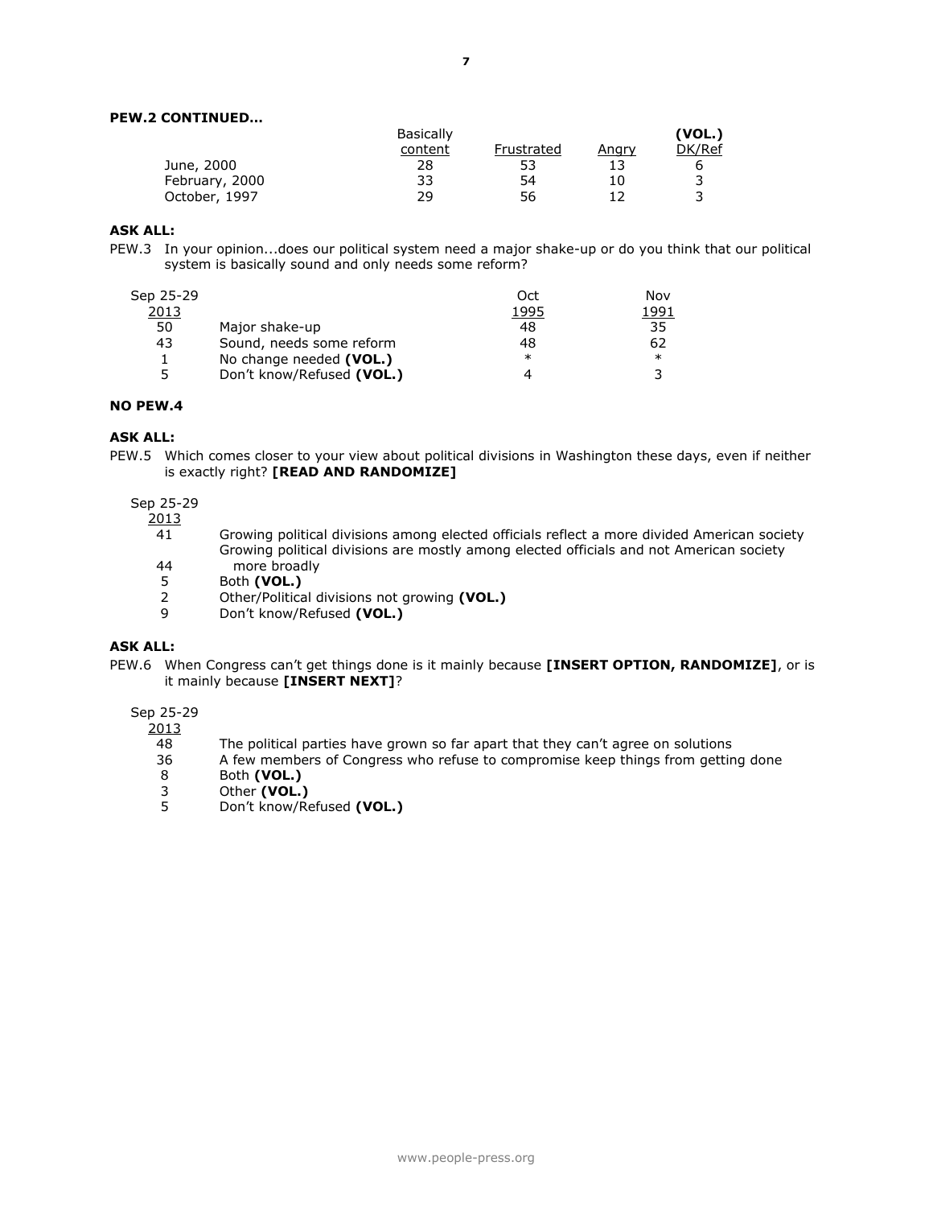**PEW.2 CONTINUED…**

| | Basically content | Frustrated | Angry | (VOL.) DK/Ref |
|---|---|---|---|---|
| June, 2000 | 28 | 53 | 13 | 6 |
| February, 2000 | 33 | 54 | 10 | 3 |
| October, 1997 | 29 | 56 | 12 | 3 |

**ASK ALL:**

PEW.3 In your opinion...does our political system need a major shake-up or do you think that our political system is basically sound and only needs some reform?

| Sep 25-29 2013 | | Oct 1995 | Nov 1991 |
|---|---|---|---|
| 50 | Major shake-up | 48 | 35 |
| 43 | Sound, needs some reform | 48 | 62 |
| 1 | No change needed **(VOL.)** | * | * |
| 5 | Don't know/Refused **(VOL.)** | 4 | 3 |

**NO PEW.4**

**ASK ALL:**

PEW.5 Which comes closer to your view about political divisions in Washington these days, even if neither is exactly right? **[READ AND RANDOMIZE]**

| Sep 25-29 2013 | |
|---|---|
| 41 | Growing political divisions among elected officials reflect a more divided American society |
| 44 | Growing political divisions are mostly among elected officials and not American society more broadly |
| 5 | Both **(VOL.)** |
| 2 | Other/Political divisions not growing **(VOL.)** |
| 9 | Don't know/Refused **(VOL.)** |

**ASK ALL:**

PEW.6 When Congress can't get things done is it mainly because **[INSERT OPTION, RANDOMIZE]**, or is it mainly because **[INSERT NEXT]**?

| Sep 25-29 2013 | |
|---|---|
| 48 | The political parties have grown so far apart that they can't agree on solutions |
| 36 | A few members of Congress who refuse to compromise keep things from getting done |
| 8 | Both **(VOL.)** |
| 3 | Other **(VOL.)** |
| 5 | Don't know/Refused **(VOL.)** |